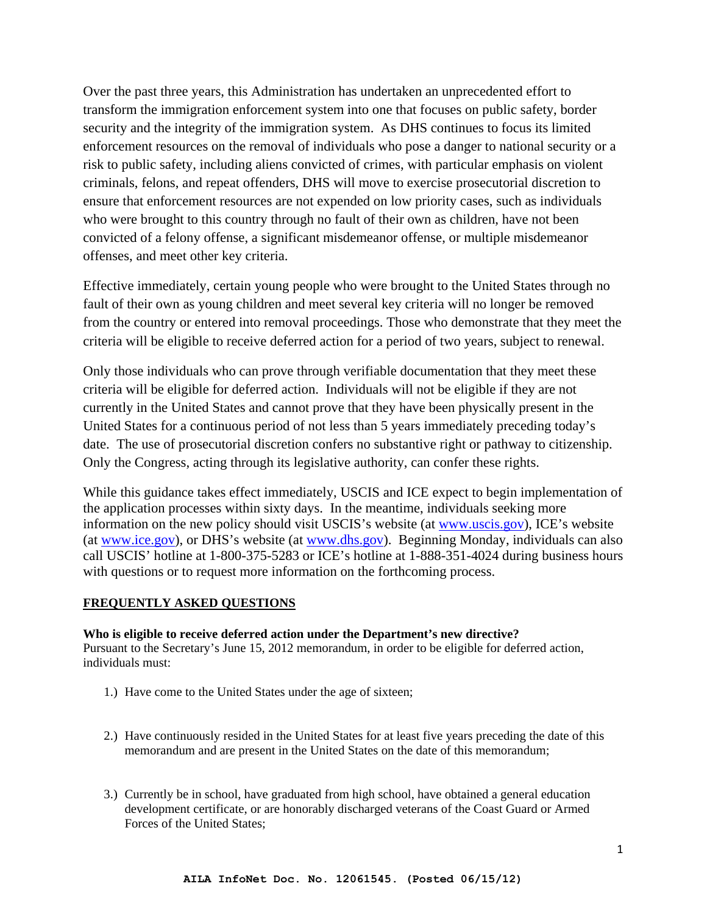Over the past three years, this Administration has undertaken an unprecedented effort to transform the immigration enforcement system into one that focuses on public safety, border security and the integrity of the immigration system. As DHS continues to focus its limited enforcement resources on the removal of individuals who pose a danger to national security or a risk to public safety, including aliens convicted of crimes, with particular emphasis on violent criminals, felons, and repeat offenders, DHS will move to exercise prosecutorial discretion to ensure that enforcement resources are not expended on low priority cases, such as individuals who were brought to this country through no fault of their own as children, have not been convicted of a felony offense, a significant misdemeanor offense, or multiple misdemeanor offenses, and meet other key criteria.

Effective immediately, certain young people who were brought to the United States through no fault of their own as young children and meet several key criteria will no longer be removed from the country or entered into removal proceedings. Those who demonstrate that they meet the criteria will be eligible to receive deferred action for a period of two years, subject to renewal.

Only those individuals who can prove through verifiable documentation that they meet these criteria will be eligible for deferred action. Individuals will not be eligible if they are not currently in the United States and cannot prove that they have been physically present in the United States for a continuous period of not less than 5 years immediately preceding today's date. The use of prosecutorial discretion confers no substantive right or pathway to citizenship. Only the Congress, acting through its legislative authority, can confer these rights.

While this guidance takes effect immediately, USCIS and ICE expect to begin implementation of the application processes within sixty days. In the meantime, individuals seeking more information on the new policy should visit USCIS's website (at www.uscis.gov), ICE's website (at www.ice.gov), or DHS's website (at www.dhs.gov). Beginning Monday, individuals can also call USCIS' hotline at 1-800-375-5283 or ICE's hotline at 1-888-351-4024 during business hours with questions or to request more information on the forthcoming process.

## FREQUENTLY ASKED QUESTIONS

**Who is eligible to receive deferred action under the Department's new directive?**

Pursuant to the Secretary's June 15, 2012 memorandum, in order to be eligible for deferred action, individuals must:

1.) Have come to the United States under the age of sixteen;

2.) Have continuously resided in the United States for at least five years preceding the date of this memorandum and are present in the United States on the date of this memorandum;

3.) Currently be in school, have graduated from high school, have obtained a general education development certificate, or are honorably discharged veterans of the Coast Guard or Armed Forces of the United States;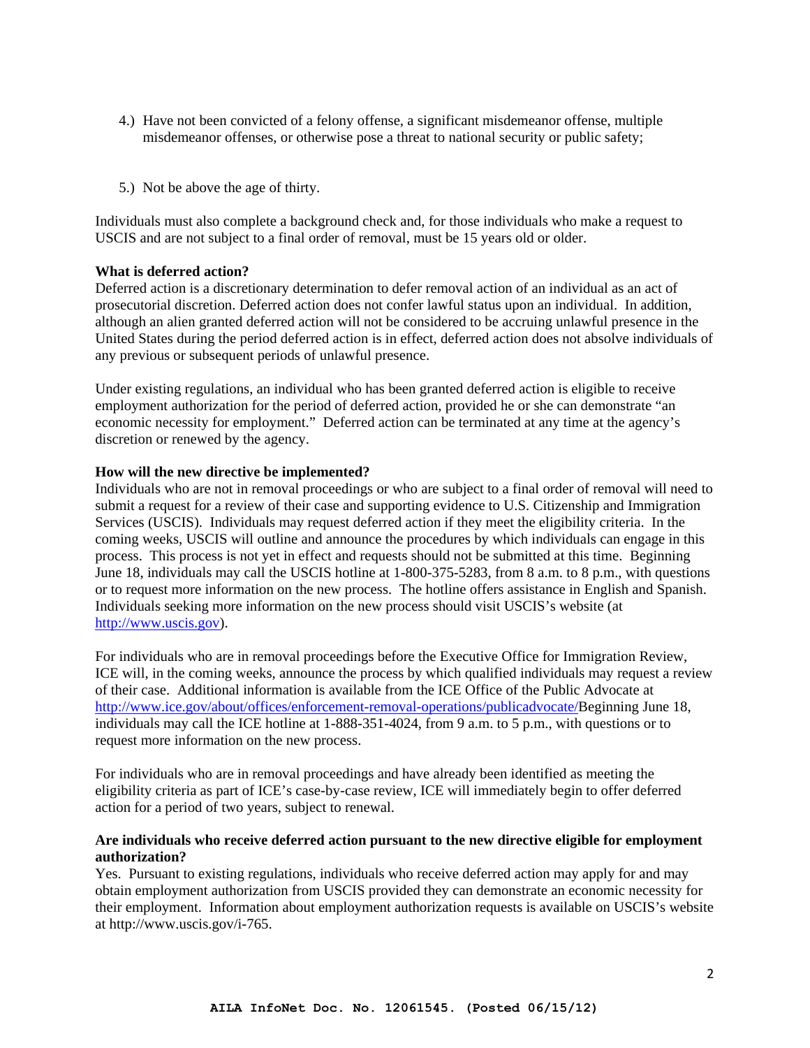4.) Have not been convicted of a felony offense, a significant misdemeanor offense, multiple misdemeanor offenses, or otherwise pose a threat to national security or public safety;

5.) Not be above the age of thirty.

Individuals must also complete a background check and, for those individuals who make a request to USCIS and are not subject to a final order of removal, must be 15 years old or older.

**What is deferred action?**
Deferred action is a discretionary determination to defer removal action of an individual as an act of prosecutorial discretion. Deferred action does not confer lawful status upon an individual. In addition, although an alien granted deferred action will not be considered to be accruing unlawful presence in the United States during the period deferred action is in effect, deferred action does not absolve individuals of any previous or subsequent periods of unlawful presence.

Under existing regulations, an individual who has been granted deferred action is eligible to receive employment authorization for the period of deferred action, provided he or she can demonstrate "an economic necessity for employment." Deferred action can be terminated at any time at the agency's discretion or renewed by the agency.

**How will the new directive be implemented?**
Individuals who are not in removal proceedings or who are subject to a final order of removal will need to submit a request for a review of their case and supporting evidence to U.S. Citizenship and Immigration Services (USCIS). Individuals may request deferred action if they meet the eligibility criteria. In the coming weeks, USCIS will outline and announce the procedures by which individuals can engage in this process. This process is not yet in effect and requests should not be submitted at this time. Beginning June 18, individuals may call the USCIS hotline at 1-800-375-5283, from 8 a.m. to 8 p.m., with questions or to request more information on the new process. The hotline offers assistance in English and Spanish. Individuals seeking more information on the new process should visit USCIS's website (at [http://www.uscis.gov](http://www.uscis.gov)).

For individuals who are in removal proceedings before the Executive Office for Immigration Review, ICE will, in the coming weeks, announce the process by which qualified individuals may request a review of their case. Additional information is available from the ICE Office of the Public Advocate at [http://www.ice.gov/about/offices/enforcement-removal-operations/publicadvocate/](http://www.ice.gov/about/offices/enforcement-removal-operations/publicadvocate/)Beginning June 18, individuals may call the ICE hotline at 1-888-351-4024, from 9 a.m. to 5 p.m., with questions or to request more information on the new process.

For individuals who are in removal proceedings and have already been identified as meeting the eligibility criteria as part of ICE's case-by-case review, ICE will immediately begin to offer deferred action for a period of two years, subject to renewal.

**Are individuals who receive deferred action pursuant to the new directive eligible for employment authorization?**
Yes. Pursuant to existing regulations, individuals who receive deferred action may apply for and may obtain employment authorization from USCIS provided they can demonstrate an economic necessity for their employment. Information about employment authorization requests is available on USCIS's website at http://www.uscis.gov/i-765.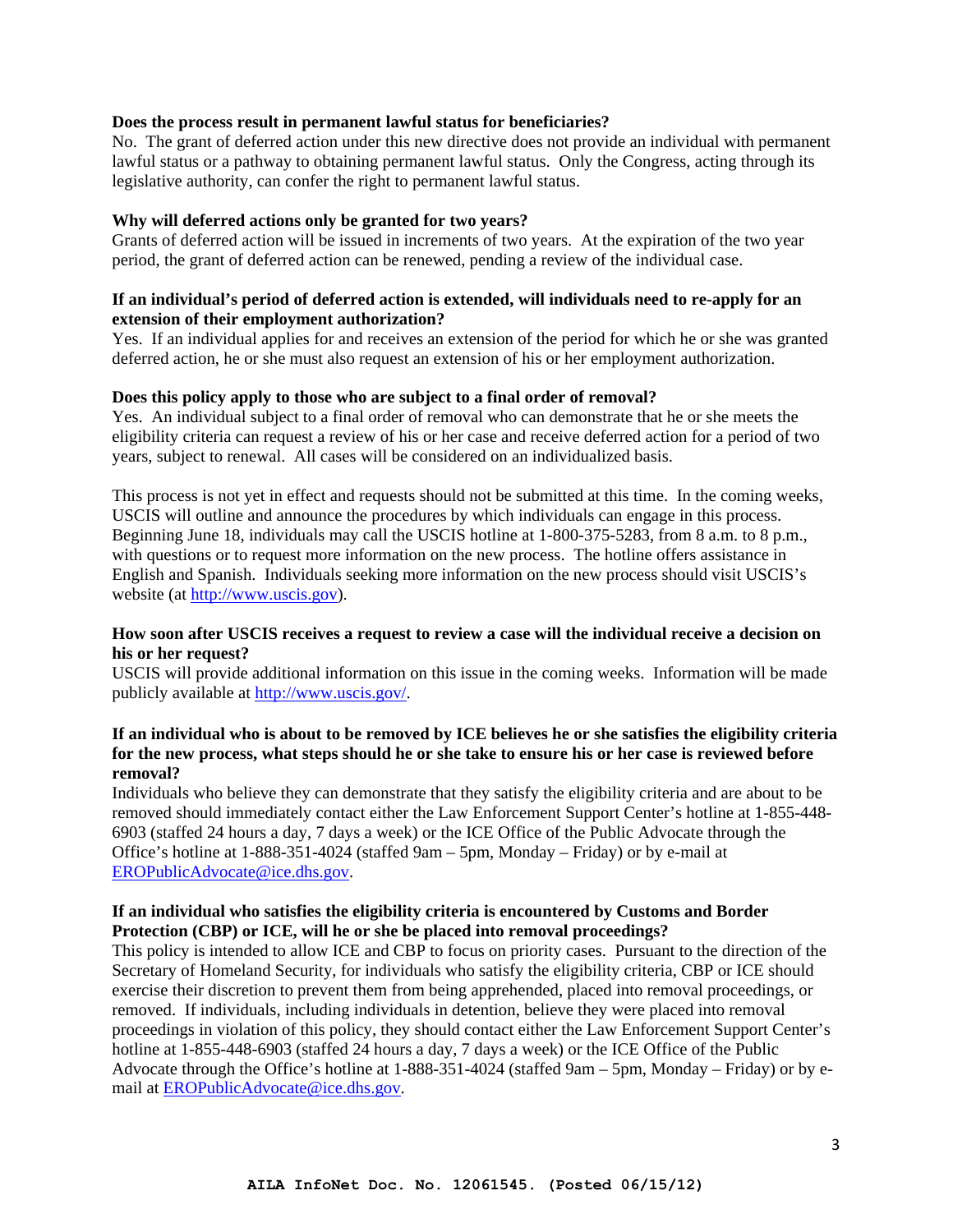**Does the process result in permanent lawful status for beneficiaries?**
No. The grant of deferred action under this new directive does not provide an individual with permanent lawful status or a pathway to obtaining permanent lawful status. Only the Congress, acting through its legislative authority, can confer the right to permanent lawful status.

**Why will deferred actions only be granted for two years?**
Grants of deferred action will be issued in increments of two years. At the expiration of the two year period, the grant of deferred action can be renewed, pending a review of the individual case.

**If an individual's period of deferred action is extended, will individuals need to re-apply for an extension of their employment authorization?**
Yes. If an individual applies for and receives an extension of the period for which he or she was granted deferred action, he or she must also request an extension of his or her employment authorization.

**Does this policy apply to those who are subject to a final order of removal?**
Yes. An individual subject to a final order of removal who can demonstrate that he or she meets the eligibility criteria can request a review of his or her case and receive deferred action for a period of two years, subject to renewal. All cases will be considered on an individualized basis.

This process is not yet in effect and requests should not be submitted at this time. In the coming weeks, USCIS will outline and announce the procedures by which individuals can engage in this process. Beginning June 18, individuals may call the USCIS hotline at 1-800-375-5283, from 8 a.m. to 8 p.m., with questions or to request more information on the new process. The hotline offers assistance in English and Spanish. Individuals seeking more information on the new process should visit USCIS's website (at http://www.uscis.gov).

**How soon after USCIS receives a request to review a case will the individual receive a decision on his or her request?**
USCIS will provide additional information on this issue in the coming weeks. Information will be made publicly available at http://www.uscis.gov/.

**If an individual who is about to be removed by ICE believes he or she satisfies the eligibility criteria for the new process, what steps should he or she take to ensure his or her case is reviewed before removal?**
Individuals who believe they can demonstrate that they satisfy the eligibility criteria and are about to be removed should immediately contact either the Law Enforcement Support Center's hotline at 1-855-448-6903 (staffed 24 hours a day, 7 days a week) or the ICE Office of the Public Advocate through the Office's hotline at 1-888-351-4024 (staffed 9am – 5pm, Monday – Friday) or by e-mail at EROPublicAdvocate@ice.dhs.gov.

**If an individual who satisfies the eligibility criteria is encountered by Customs and Border Protection (CBP) or ICE, will he or she be placed into removal proceedings?**
This policy is intended to allow ICE and CBP to focus on priority cases. Pursuant to the direction of the Secretary of Homeland Security, for individuals who satisfy the eligibility criteria, CBP or ICE should exercise their discretion to prevent them from being apprehended, placed into removal proceedings, or removed. If individuals, including individuals in detention, believe they were placed into removal proceedings in violation of this policy, they should contact either the Law Enforcement Support Center's hotline at 1-855-448-6903 (staffed 24 hours a day, 7 days a week) or the ICE Office of the Public Advocate through the Office's hotline at 1-888-351-4024 (staffed 9am – 5pm, Monday – Friday) or by e-mail at EROPublicAdvocate@ice.dhs.gov.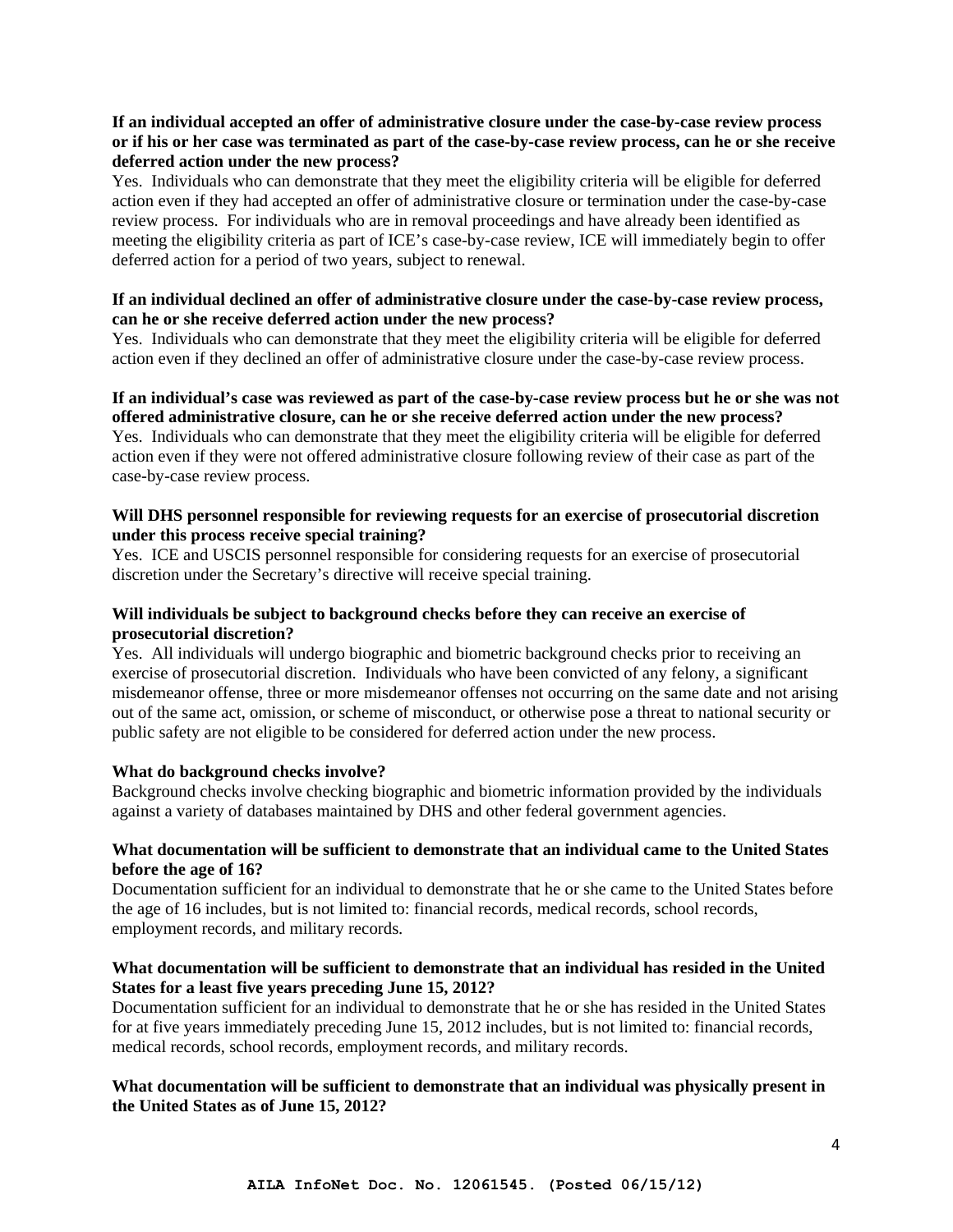**If an individual accepted an offer of administrative closure under the case-by-case review process or if his or her case was terminated as part of the case-by-case review process, can he or she receive deferred action under the new process?**
Yes. Individuals who can demonstrate that they meet the eligibility criteria will be eligible for deferred action even if they had accepted an offer of administrative closure or termination under the case-by-case review process. For individuals who are in removal proceedings and have already been identified as meeting the eligibility criteria as part of ICE's case-by-case review, ICE will immediately begin to offer deferred action for a period of two years, subject to renewal.

**If an individual declined an offer of administrative closure under the case-by-case review process, can he or she receive deferred action under the new process?**
Yes. Individuals who can demonstrate that they meet the eligibility criteria will be eligible for deferred action even if they declined an offer of administrative closure under the case-by-case review process.

**If an individual's case was reviewed as part of the case-by-case review process but he or she was not offered administrative closure, can he or she receive deferred action under the new process?**
Yes. Individuals who can demonstrate that they meet the eligibility criteria will be eligible for deferred action even if they were not offered administrative closure following review of their case as part of the case-by-case review process.

**Will DHS personnel responsible for reviewing requests for an exercise of prosecutorial discretion under this process receive special training?**
Yes. ICE and USCIS personnel responsible for considering requests for an exercise of prosecutorial discretion under the Secretary's directive will receive special training.

**Will individuals be subject to background checks before they can receive an exercise of prosecutorial discretion?**
Yes. All individuals will undergo biographic and biometric background checks prior to receiving an exercise of prosecutorial discretion. Individuals who have been convicted of any felony, a significant misdemeanor offense, three or more misdemeanor offenses not occurring on the same date and not arising out of the same act, omission, or scheme of misconduct, or otherwise pose a threat to national security or public safety are not eligible to be considered for deferred action under the new process.

**What do background checks involve?**
Background checks involve checking biographic and biometric information provided by the individuals against a variety of databases maintained by DHS and other federal government agencies.

**What documentation will be sufficient to demonstrate that an individual came to the United States before the age of 16?**
Documentation sufficient for an individual to demonstrate that he or she came to the United States before the age of 16 includes, but is not limited to: financial records, medical records, school records, employment records, and military records.

**What documentation will be sufficient to demonstrate that an individual has resided in the United States for a least five years preceding June 15, 2012?**
Documentation sufficient for an individual to demonstrate that he or she has resided in the United States for at five years immediately preceding June 15, 2012 includes, but is not limited to: financial records, medical records, school records, employment records, and military records.

**What documentation will be sufficient to demonstrate that an individual was physically present in the United States as of June 15, 2012?**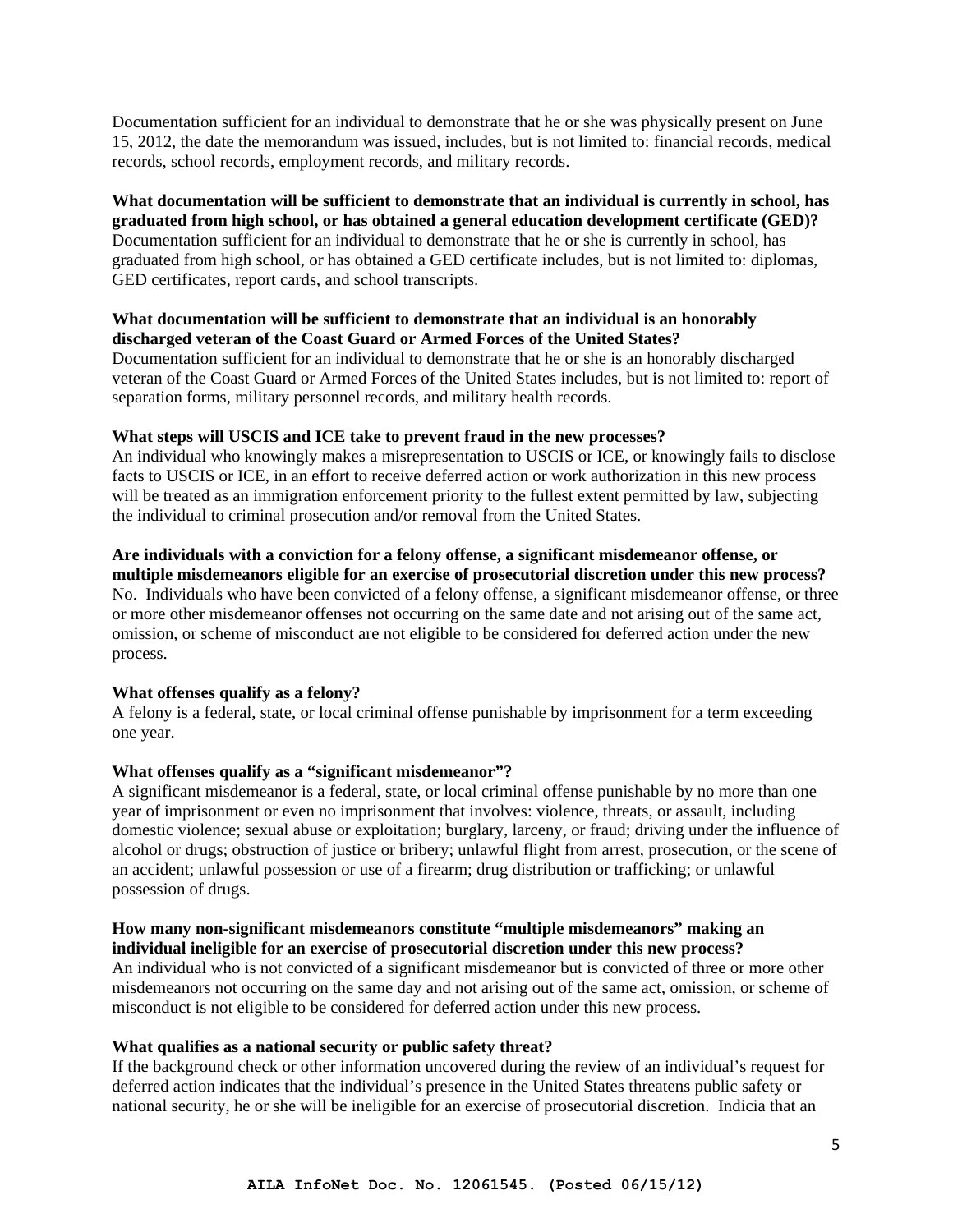Documentation sufficient for an individual to demonstrate that he or she was physically present on June 15, 2012, the date the memorandum was issued, includes, but is not limited to: financial records, medical records, school records, employment records, and military records.

**What documentation will be sufficient to demonstrate that an individual is currently in school, has graduated from high school, or has obtained a general education development certificate (GED)?**
Documentation sufficient for an individual to demonstrate that he or she is currently in school, has graduated from high school, or has obtained a GED certificate includes, but is not limited to: diplomas, GED certificates, report cards, and school transcripts.

**What documentation will be sufficient to demonstrate that an individual is an honorably discharged veteran of the Coast Guard or Armed Forces of the United States?**
Documentation sufficient for an individual to demonstrate that he or she is an honorably discharged veteran of the Coast Guard or Armed Forces of the United States includes, but is not limited to: report of separation forms, military personnel records, and military health records.

**What steps will USCIS and ICE take to prevent fraud in the new processes?**
An individual who knowingly makes a misrepresentation to USCIS or ICE, or knowingly fails to disclose facts to USCIS or ICE, in an effort to receive deferred action or work authorization in this new process will be treated as an immigration enforcement priority to the fullest extent permitted by law, subjecting the individual to criminal prosecution and/or removal from the United States.

**Are individuals with a conviction for a felony offense, a significant misdemeanor offense, or multiple misdemeanors eligible for an exercise of prosecutorial discretion under this new process?**
No. Individuals who have been convicted of a felony offense, a significant misdemeanor offense, or three or more other misdemeanor offenses not occurring on the same date and not arising out of the same act, omission, or scheme of misconduct are not eligible to be considered for deferred action under the new process.

**What offenses qualify as a felony?**
A felony is a federal, state, or local criminal offense punishable by imprisonment for a term exceeding one year.

**What offenses qualify as a "significant misdemeanor"?**
A significant misdemeanor is a federal, state, or local criminal offense punishable by no more than one year of imprisonment or even no imprisonment that involves: violence, threats, or assault, including domestic violence; sexual abuse or exploitation; burglary, larceny, or fraud; driving under the influence of alcohol or drugs; obstruction of justice or bribery; unlawful flight from arrest, prosecution, or the scene of an accident; unlawful possession or use of a firearm; drug distribution or trafficking; or unlawful possession of drugs.

**How many non-significant misdemeanors constitute "multiple misdemeanors" making an individual ineligible for an exercise of prosecutorial discretion under this new process?**
An individual who is not convicted of a significant misdemeanor but is convicted of three or more other misdemeanors not occurring on the same day and not arising out of the same act, omission, or scheme of misconduct is not eligible to be considered for deferred action under this new process.

**What qualifies as a national security or public safety threat?**
If the background check or other information uncovered during the review of an individual's request for deferred action indicates that the individual's presence in the United States threatens public safety or national security, he or she will be ineligible for an exercise of prosecutorial discretion. Indicia that an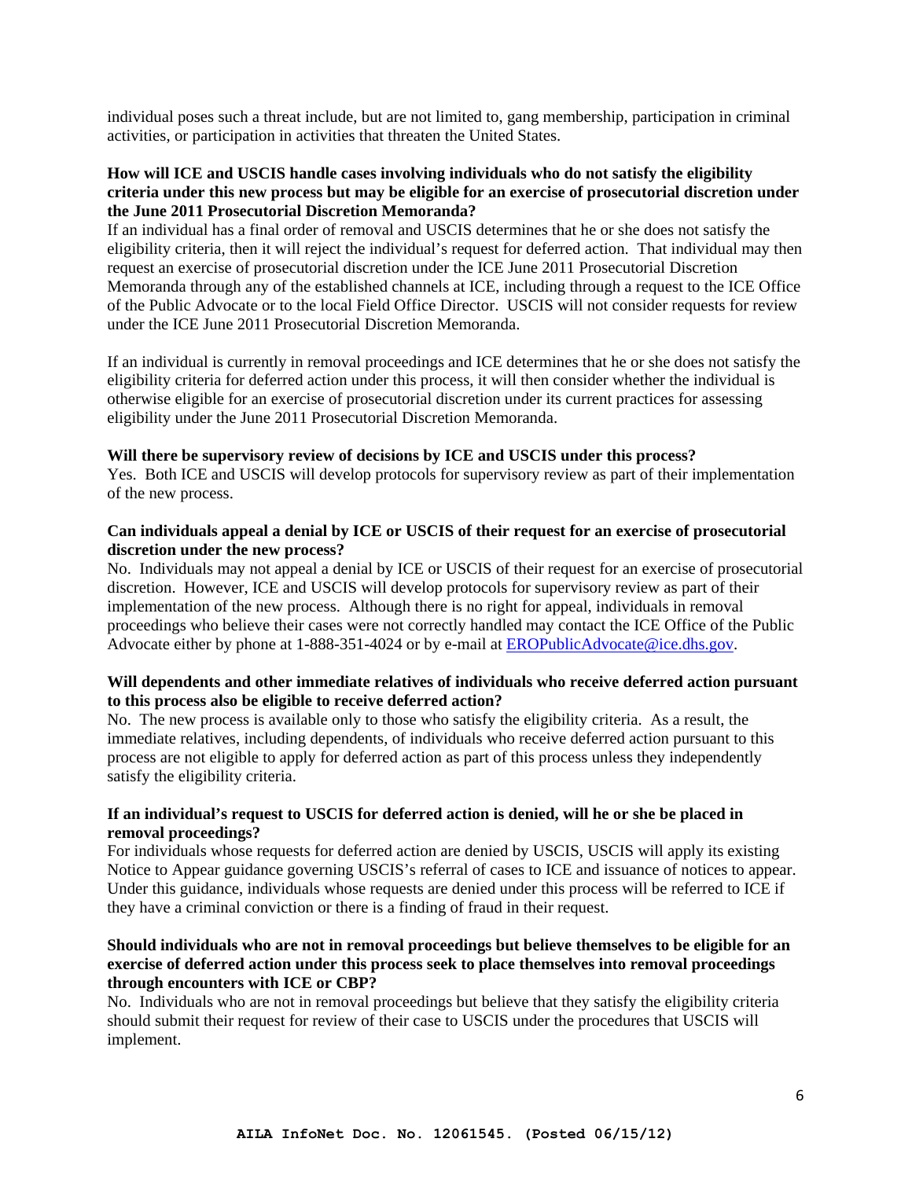individual poses such a threat include, but are not limited to, gang membership, participation in criminal activities, or participation in activities that threaten the United States.

**How will ICE and USCIS handle cases involving individuals who do not satisfy the eligibility criteria under this new process but may be eligible for an exercise of prosecutorial discretion under the June 2011 Prosecutorial Discretion Memoranda?**

If an individual has a final order of removal and USCIS determines that he or she does not satisfy the eligibility criteria, then it will reject the individual's request for deferred action. That individual may then request an exercise of prosecutorial discretion under the ICE June 2011 Prosecutorial Discretion Memoranda through any of the established channels at ICE, including through a request to the ICE Office of the Public Advocate or to the local Field Office Director. USCIS will not consider requests for review under the ICE June 2011 Prosecutorial Discretion Memoranda.

If an individual is currently in removal proceedings and ICE determines that he or she does not satisfy the eligibility criteria for deferred action under this process, it will then consider whether the individual is otherwise eligible for an exercise of prosecutorial discretion under its current practices for assessing eligibility under the June 2011 Prosecutorial Discretion Memoranda.

**Will there be supervisory review of decisions by ICE and USCIS under this process?**

Yes. Both ICE and USCIS will develop protocols for supervisory review as part of their implementation of the new process.

**Can individuals appeal a denial by ICE or USCIS of their request for an exercise of prosecutorial discretion under the new process?**

No. Individuals may not appeal a denial by ICE or USCIS of their request for an exercise of prosecutorial discretion. However, ICE and USCIS will develop protocols for supervisory review as part of their implementation of the new process. Although there is no right for appeal, individuals in removal proceedings who believe their cases were not correctly handled may contact the ICE Office of the Public Advocate either by phone at 1-888-351-4024 or by e-mail at EROPublicAdvocate@ice.dhs.gov.

**Will dependents and other immediate relatives of individuals who receive deferred action pursuant to this process also be eligible to receive deferred action?**

No. The new process is available only to those who satisfy the eligibility criteria. As a result, the immediate relatives, including dependents, of individuals who receive deferred action pursuant to this process are not eligible to apply for deferred action as part of this process unless they independently satisfy the eligibility criteria.

**If an individual's request to USCIS for deferred action is denied, will he or she be placed in removal proceedings?**

For individuals whose requests for deferred action are denied by USCIS, USCIS will apply its existing Notice to Appear guidance governing USCIS's referral of cases to ICE and issuance of notices to appear. Under this guidance, individuals whose requests are denied under this process will be referred to ICE if they have a criminal conviction or there is a finding of fraud in their request.

**Should individuals who are not in removal proceedings but believe themselves to be eligible for an exercise of deferred action under this process seek to place themselves into removal proceedings through encounters with ICE or CBP?**

No. Individuals who are not in removal proceedings but believe that they satisfy the eligibility criteria should submit their request for review of their case to USCIS under the procedures that USCIS will implement.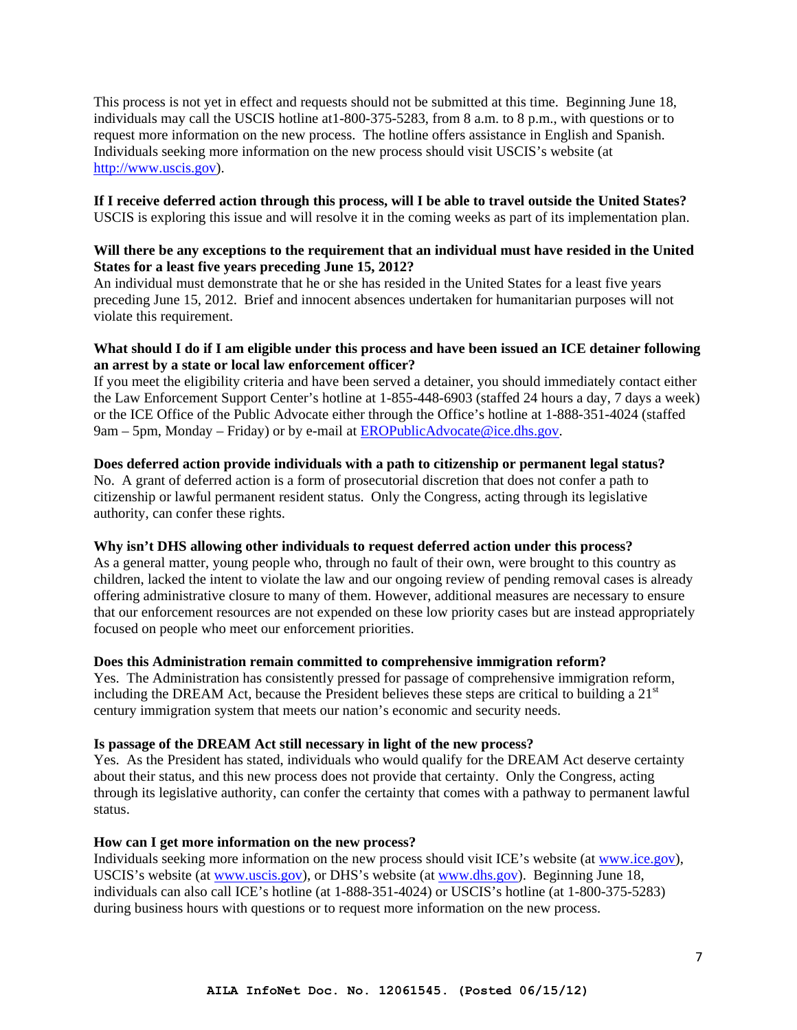This process is not yet in effect and requests should not be submitted at this time. Beginning June 18, individuals may call the USCIS hotline at1-800-375-5283, from 8 a.m. to 8 p.m., with questions or to request more information on the new process. The hotline offers assistance in English and Spanish. Individuals seeking more information on the new process should visit USCIS's website (at http://www.uscis.gov).

**If I receive deferred action through this process, will I be able to travel outside the United States?**
USCIS is exploring this issue and will resolve it in the coming weeks as part of its implementation plan.

**Will there be any exceptions to the requirement that an individual must have resided in the United States for a least five years preceding June 15, 2012?**
An individual must demonstrate that he or she has resided in the United States for a least five years preceding June 15, 2012. Brief and innocent absences undertaken for humanitarian purposes will not violate this requirement.

**What should I do if I am eligible under this process and have been issued an ICE detainer following an arrest by a state or local law enforcement officer?**
If you meet the eligibility criteria and have been served a detainer, you should immediately contact either the Law Enforcement Support Center's hotline at 1-855-448-6903 (staffed 24 hours a day, 7 days a week) or the ICE Office of the Public Advocate either through the Office's hotline at 1-888-351-4024 (staffed 9am – 5pm, Monday – Friday) or by e-mail at EROPublicAdvocate@ice.dhs.gov.

**Does deferred action provide individuals with a path to citizenship or permanent legal status?**
No. A grant of deferred action is a form of prosecutorial discretion that does not confer a path to citizenship or lawful permanent resident status. Only the Congress, acting through its legislative authority, can confer these rights.

**Why isn't DHS allowing other individuals to request deferred action under this process?**
As a general matter, young people who, through no fault of their own, were brought to this country as children, lacked the intent to violate the law and our ongoing review of pending removal cases is already offering administrative closure to many of them. However, additional measures are necessary to ensure that our enforcement resources are not expended on these low priority cases but are instead appropriately focused on people who meet our enforcement priorities.

**Does this Administration remain committed to comprehensive immigration reform?**
Yes. The Administration has consistently pressed for passage of comprehensive immigration reform, including the DREAM Act, because the President believes these steps are critical to building a 21st century immigration system that meets our nation's economic and security needs.

**Is passage of the DREAM Act still necessary in light of the new process?**
Yes. As the President has stated, individuals who would qualify for the DREAM Act deserve certainty about their status, and this new process does not provide that certainty. Only the Congress, acting through its legislative authority, can confer the certainty that comes with a pathway to permanent lawful status.

**How can I get more information on the new process?**
Individuals seeking more information on the new process should visit ICE's website (at www.ice.gov), USCIS's website (at www.uscis.gov), or DHS's website (at www.dhs.gov). Beginning June 18, individuals can also call ICE's hotline (at 1-888-351-4024) or USCIS's hotline (at 1-800-375-5283) during business hours with questions or to request more information on the new process.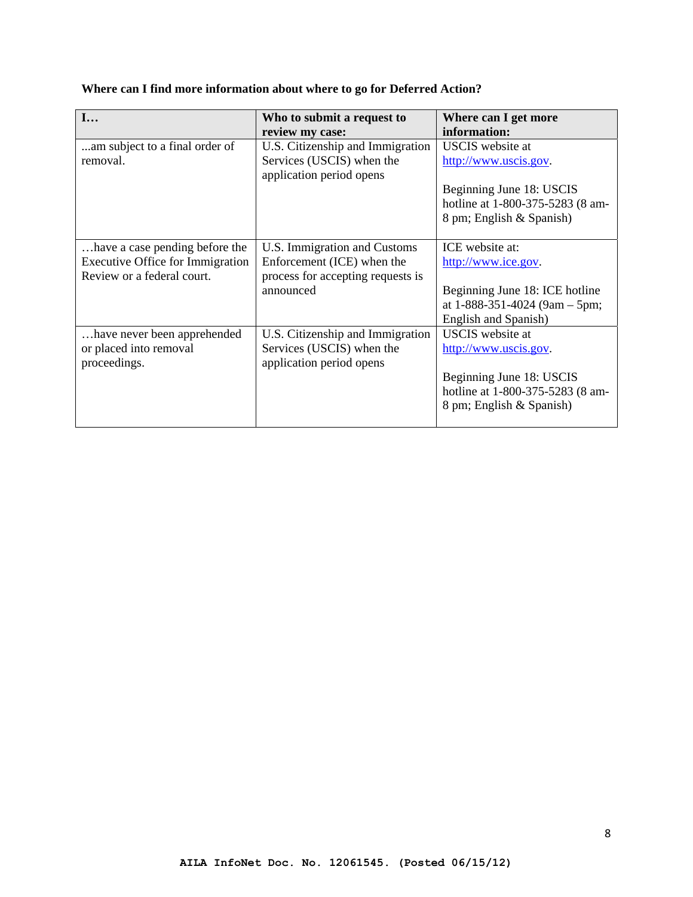**Where can I find more information about where to go for Deferred Action?**

| **I…** | **Who to submit a request to review my case:** | **Where can I get more information:** |
|---|---|---|
| ...am subject to a final order of removal. | U.S. Citizenship and Immigration Services (USCIS) when the application period opens | USCIS website at http://www.uscis.gov.<br><br>Beginning June 18: USCIS hotline at 1-800-375-5283 (8 am-8 pm; English & Spanish) |
| …have a case pending before the Executive Office for Immigration Review or a federal court. | U.S. Immigration and Customs Enforcement (ICE) when the process for accepting requests is announced | ICE website at: http://www.ice.gov.<br><br>Beginning June 18: ICE hotline at 1-888-351-4024 (9am – 5pm; English and Spanish) |
| …have never been apprehended or placed into removal proceedings. | U.S. Citizenship and Immigration Services (USCIS) when the application period opens | USCIS website at http://www.uscis.gov.<br><br>Beginning June 18: USCIS hotline at 1-800-375-5283 (8 am-8 pm; English & Spanish) |